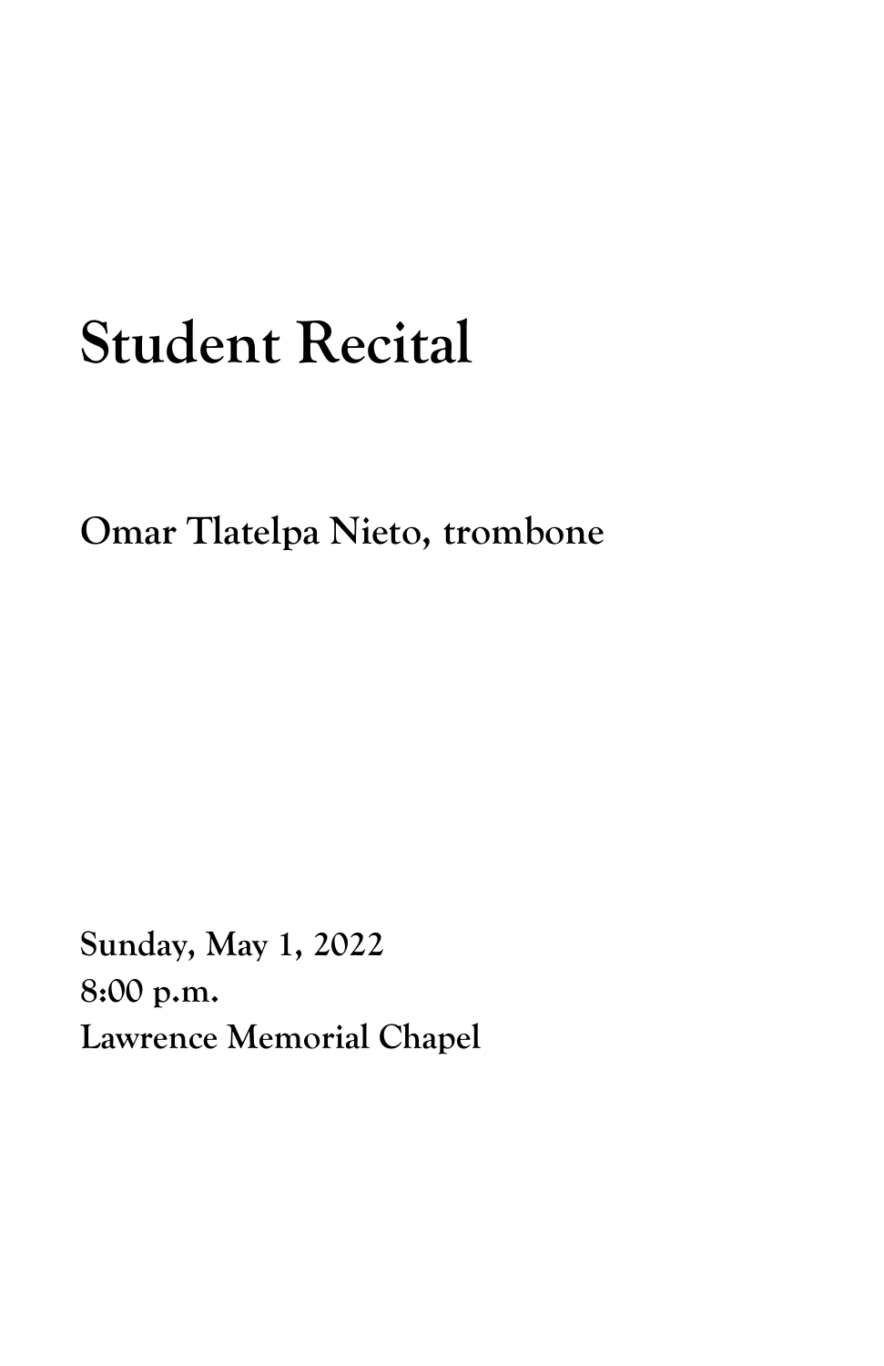# Student Recital

**Omar Tlatelpa Nieto, trombone**

**Sunday, May 1, 2022**
**8:00 p.m.**
**Lawrence Memorial Chapel**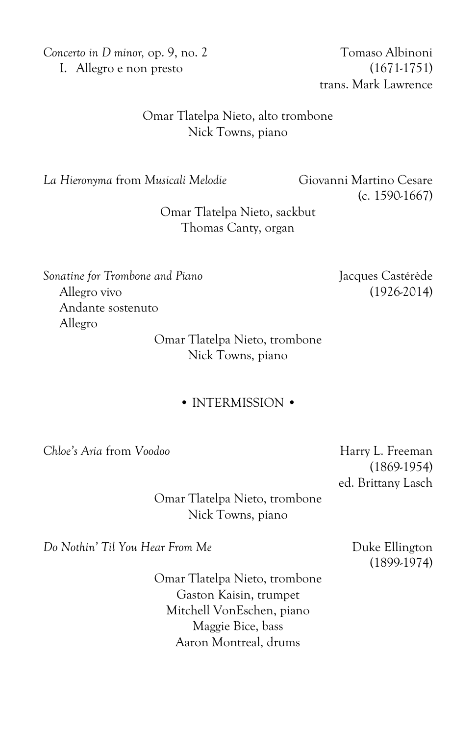*Concerto in D minor,* op. 9, no. 2 — Tomaso Albinoni (1671-1751), trans. Mark Lawrence

I. Allegro e non presto

Omar Tlatelpa Nieto, alto trombone
Nick Towns, piano

*La Hieronyma* from *Musicali Melodie* — Giovanni Martino Cesare (c. 1590-1667)

Omar Tlatelpa Nieto, sackbut
Thomas Canty, organ

*Sonatine for Trombone and Piano* — Jacques Castérède (1926-2014)

Allegro vivo
Andante sostenuto
Allegro

Omar Tlatelpa Nieto, trombone
Nick Towns, piano

• INTERMISSION •

*Chloe's Aria* from *Voodoo* — Harry L. Freeman (1869-1954), ed. Brittany Lasch

Omar Tlatelpa Nieto, trombone
Nick Towns, piano

*Do Nothin' Til You Hear From Me* — Duke Ellington (1899-1974)

Omar Tlatelpa Nieto, trombone
Gaston Kaisin, trumpet
Mitchell VonEschen, piano
Maggie Bice, bass
Aaron Montreal, drums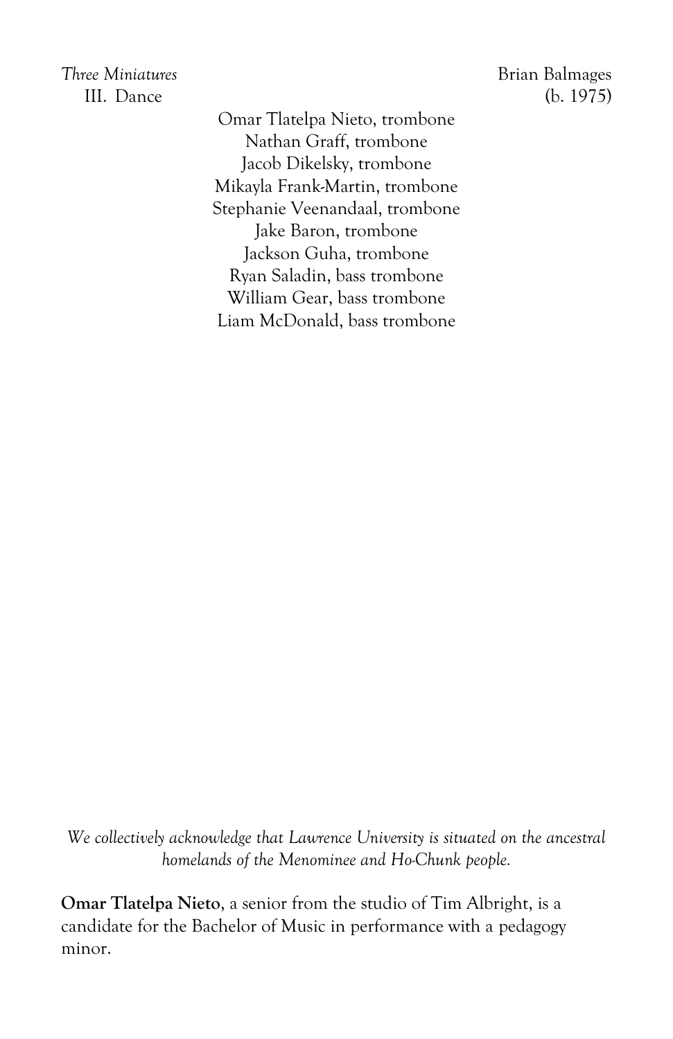*Three Miniatures* Brian Balmages
III. Dance (b. 1975)

Omar Tlatelpa Nieto, trombone
Nathan Graff, trombone
Jacob Dikelsky, trombone
Mikayla Frank-Martin, trombone
Stephanie Veenandaal, trombone
Jake Baron, trombone
Jackson Guha, trombone
Ryan Saladin, bass trombone
William Gear, bass trombone
Liam McDonald, bass trombone

*We collectively acknowledge that Lawrence University is situated on the ancestral homelands of the Menominee and Ho-Chunk people.*

**Omar Tlatelpa Nieto**, a senior from the studio of Tim Albright, is a candidate for the Bachelor of Music in performance with a pedagogy minor.